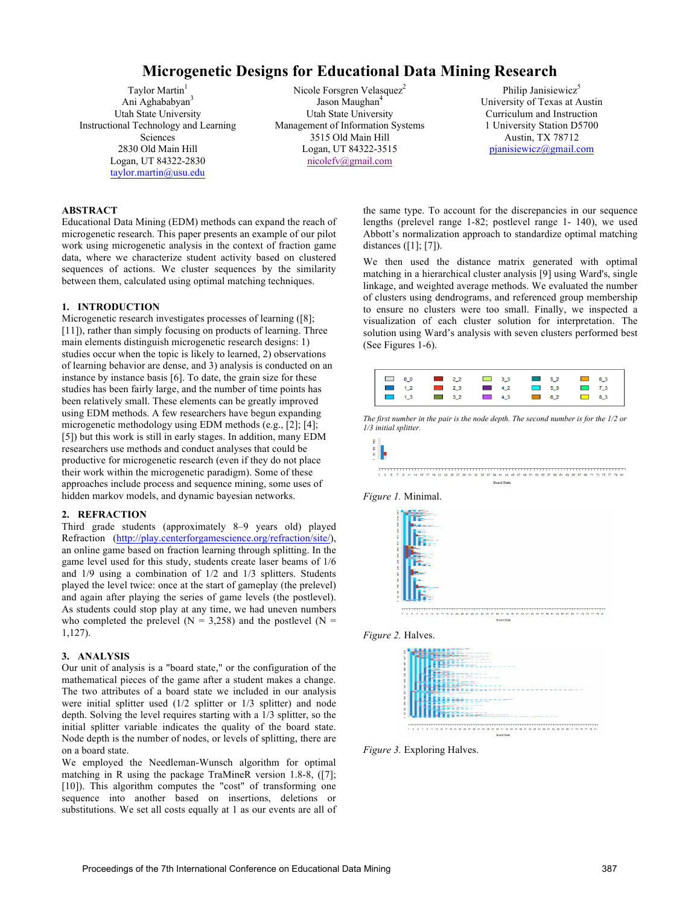# Microgenetic Designs for Educational Data Mining Research

Taylor Martin[1]
Ani Aghababyan[3]
Utah State University
Instructional Technology and Learning Sciences
2830 Old Main Hill
Logan, UT 84322-2830
taylor.martin@usu.edu

Nicole Forsgren Velasquez[2]
Jason Maughan[4]
Utah State University
Management of Information Systems
3515 Old Main Hill
Logan, UT 84322-3515
nicolefv@gmail.com

Philip Janisiewicz[5]
University of Texas at Austin
Curriculum and Instruction
1 University Station D5700
Austin, TX 78712
pjanisiewicz@gmail.com

## ABSTRACT

Educational Data Mining (EDM) methods can expand the reach of microgenetic research. This paper presents an example of our pilot work using microgenetic analysis in the context of fraction game data, where we characterize student activity based on clustered sequences of actions. We cluster sequences by the similarity between them, calculated using optimal matching techniques.

## 1. INTRODUCTION

Microgenetic research investigates processes of learning ([8]; [11]), rather than simply focusing on products of learning. Three main elements distinguish microgenetic research designs: 1) studies occur when the topic is likely to learned, 2) observations of learning behavior are dense, and 3) analysis is conducted on an instance by instance basis [6]. To date, the grain size for these studies has been fairly large, and the number of time points has been relatively small. These elements can be greatly improved using EDM methods. A few researchers have begun expanding microgenetic methodology using EDM methods (e.g., [2]; [4]; [5]) but this work is still in early stages. In addition, many EDM researchers use methods and conduct analyses that could be productive for microgenetic research (even if they do not place their work within the microgenetic paradigm). Some of these approaches include process and sequence mining, some uses of hidden markov models, and dynamic bayesian networks.

## 2. REFRACTION

Third grade students (approximately 8–9 years old) played Refraction (http://play.centerforgamescience.org/refraction/site/), an online game based on fraction learning through splitting. In the game level used for this study, students create laser beams of 1/6 and 1/9 using a combination of 1/2 and 1/3 splitters. Students played the level twice: once at the start of gameplay (the prelevel) and again after playing the series of game levels (the postlevel). As students could stop play at any time, we had uneven numbers who completed the prelevel (N = 3,258) and the postlevel (N = 1,127).

## 3. ANALYSIS

Our unit of analysis is a "board state," or the configuration of the mathematical pieces of the game after a student makes a change. The two attributes of a board state we included in our analysis were initial splitter used (1/2 splitter or 1/3 splitter) and node depth. Solving the level requires starting with a 1/3 splitter, so the initial splitter variable indicates the quality of the board state. Node depth is the number of nodes, or levels of splitting, there are on a board state.

We employed the Needleman-Wunsch algorithm for optimal matching in R using the package TraMineR version 1.8-8, ([7]; [10]). This algorithm computes the "cost" of transforming one sequence into another based on insertions, deletions or substitutions. We set all costs equally at 1 as our events are all of the same type. To account for the discrepancies in our sequence lengths (prelevel range 1-82; postlevel range 1- 140), we used Abbott's normalization approach to standardize optimal matching distances ([1]; [7]).

We then used the distance matrix generated with optimal matching in a hierarchical cluster analysis [9] using Ward's, single linkage, and weighted average methods. We evaluated the number of clusters using dendrograms, and referenced group membership to ensure no clusters were too small. Finally, we inspected a visualization of each cluster solution for interpretation. The solution using Ward's analysis with seven clusters performed best (See Figures 1-6).

| | | | | | |
|---|---|---|---|---|---|
| 0_0 | 2_2 | 3_3 | 5_2 | 6_3 | |
| 1_2 | 2_3 | 4_2 | 5_3 | 7_3 | |
| 1_3 | 3_2 | 4_3 | 6_2 | 8_3 | |

*The first number in the pair is the node depth. The second number is for the 1/2 or 1/3 initial splitter.*

*Figure 1.* Minimal.

*Figure 2.* Halves.

*Figure 3.* Exploring Halves.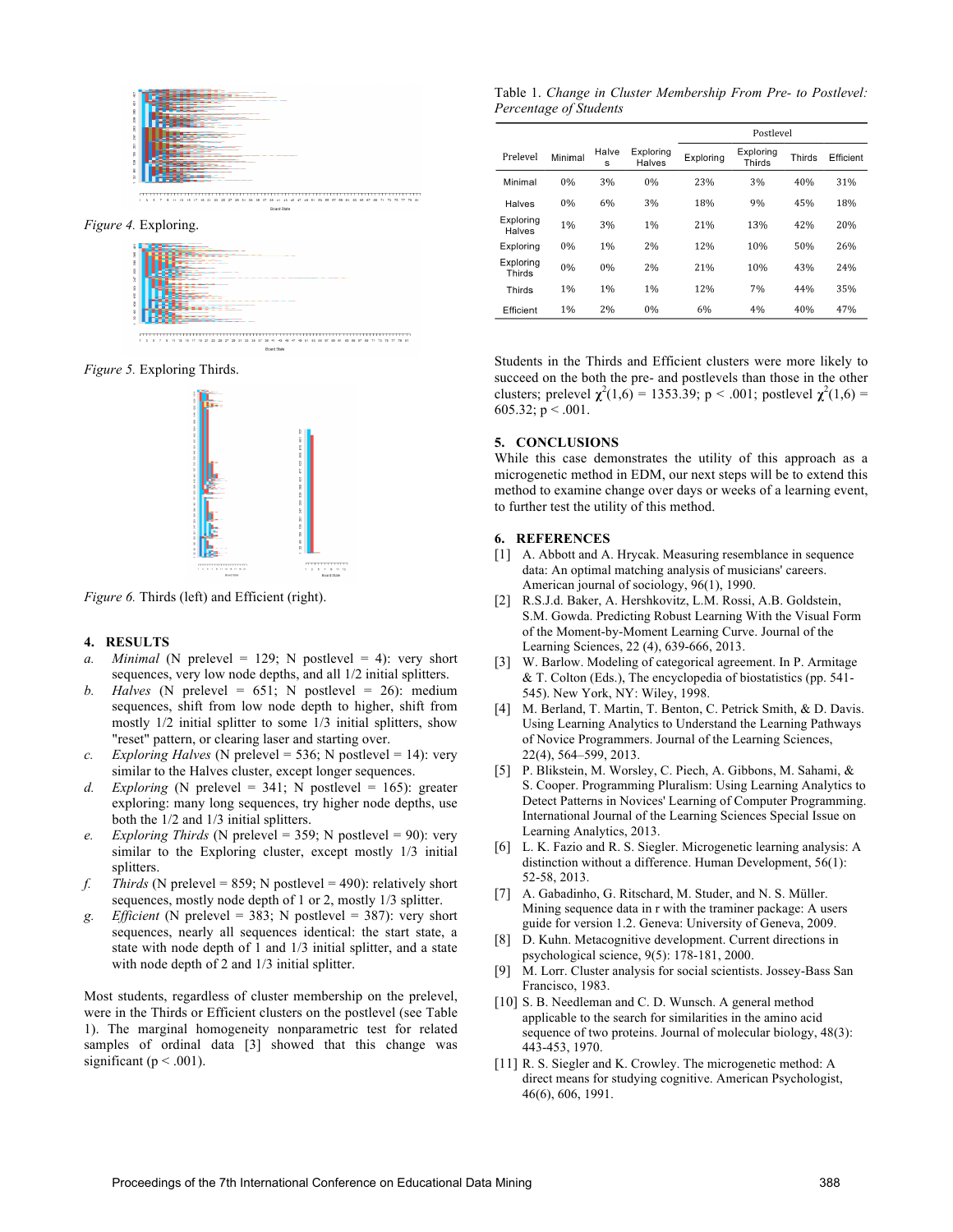Figure 4. Exploring.

Figure 5. Exploring Thirds.

Figure 6. Thirds (left) and Efficient (right).

## 4. RESULTS

a. *Minimal* (N prelevel = 129; N postlevel = 4): very short sequences, very low node depths, and all 1/2 initial splitters.

b. *Halves* (N prelevel = 651; N postlevel = 26): medium sequences, shift from low node depth to higher, shift from mostly 1/2 initial splitter to some 1/3 initial splitters, show "reset" pattern, or clearing laser and starting over.

c. *Exploring Halves* (N prelevel = 536; N postlevel = 14): very similar to the Halves cluster, except longer sequences.

d. *Exploring* (N prelevel = 341; N postlevel = 165): greater exploring: many long sequences, try higher node depths, use both the 1/2 and 1/3 initial splitters.

e. *Exploring Thirds* (N prelevel = 359; N postlevel = 90): very similar to the Exploring cluster, except mostly 1/3 initial splitters.

f. *Thirds* (N prelevel = 859; N postlevel = 490): relatively short sequences, mostly node depth of 1 or 2, mostly 1/3 splitter.

g. *Efficient* (N prelevel = 383; N postlevel = 387): very short sequences, nearly all sequences identical: the start state, a state with node depth of 1 and 1/3 initial splitter, and a state with node depth of 2 and 1/3 initial splitter.

Most students, regardless of cluster membership on the prelevel, were in the Thirds or Efficient clusters on the postlevel (see Table 1). The marginal homogeneity nonparametric test for related samples of ordinal data [3] showed that this change was significant ($p < .001$).

Table 1. *Change in Cluster Membership From Pre- to Postlevel: Percentage of Students*

| | Postlevel | | | | | | |
|---|---|---|---|---|---|---|---|
| Prelevel | Minimal | Halves | Exploring Halves | Exploring | Exploring Thirds | Thirds | Efficient |
| Minimal | 0% | 3% | 0% | 23% | 3% | 40% | 31% |
| Halves | 0% | 6% | 3% | 18% | 9% | 45% | 18% |
| Exploring Halves | 1% | 3% | 1% | 21% | 13% | 42% | 20% |
| Exploring | 0% | 1% | 2% | 12% | 10% | 50% | 26% |
| Exploring Thirds | 0% | 0% | 2% | 21% | 10% | 43% | 24% |
| Thirds | 1% | 1% | 1% | 12% | 7% | 44% | 35% |
| Efficient | 1% | 2% | 0% | 6% | 4% | 40% | 47% |

Students in the Thirds and Efficient clusters were more likely to succeed on the both the pre- and postlevels than those in the other clusters; prelevel $\chi^2(1,6) = 1353.39$; $p < .001$; postlevel $\chi^2(1,6) = 605.32$; $p < .001$.

## 5. CONCLUSIONS

While this case demonstrates the utility of this approach as a microgenetic method in EDM, our next steps will be to extend this method to examine change over days or weeks of a learning event, to further test the utility of this method.

## 6. REFERENCES

[1] A. Abbott and A. Hrycak. Measuring resemblance in sequence data: An optimal matching analysis of musicians' careers. American journal of sociology, 96(1), 1990.

[2] R.S.J.d. Baker, A. Hershkovitz, L.M. Rossi, A.B. Goldstein, S.M. Gowda. Predicting Robust Learning With the Visual Form of the Moment-by-Moment Learning Curve. Journal of the Learning Sciences, 22 (4), 639-666, 2013.

[3] W. Barlow. Modeling of categorical agreement. In P. Armitage & T. Colton (Eds.), The encyclopedia of biostatistics (pp. 541-545). New York, NY: Wiley, 1998.

[4] M. Berland, T. Martin, T. Benton, C. Petrick Smith, & D. Davis. Using Learning Analytics to Understand the Learning Pathways of Novice Programmers. Journal of the Learning Sciences, 22(4), 564–599, 2013.

[5] P. Blikstein, M. Worsley, C. Piech, A. Gibbons, M. Sahami, & S. Cooper. Programming Pluralism: Using Learning Analytics to Detect Patterns in Novices' Learning of Computer Programming. International Journal of the Learning Sciences Special Issue on Learning Analytics, 2013.

[6] L. K. Fazio and R. S. Siegler. Microgenetic learning analysis: A distinction without a difference. Human Development, 56(1): 52-58, 2013.

[7] A. Gabadinho, G. Ritschard, M. Studer, and N. S. Müller. Mining sequence data in r with the traminer package: A users guide for version 1.2. Geneva: University of Geneva, 2009.

[8] D. Kuhn. Metacognitive development. Current directions in psychological science, 9(5): 178-181, 2000.

[9] M. Lorr. Cluster analysis for social scientists. Jossey-Bass San Francisco, 1983.

[10] S. B. Needleman and C. D. Wunsch. A general method applicable to the search for similarities in the amino acid sequence of two proteins. Journal of molecular biology, 48(3): 443-453, 1970.

[11] R. S. Siegler and K. Crowley. The microgenetic method: A direct means for studying cognitive. American Psychologist, 46(6), 606, 1991.